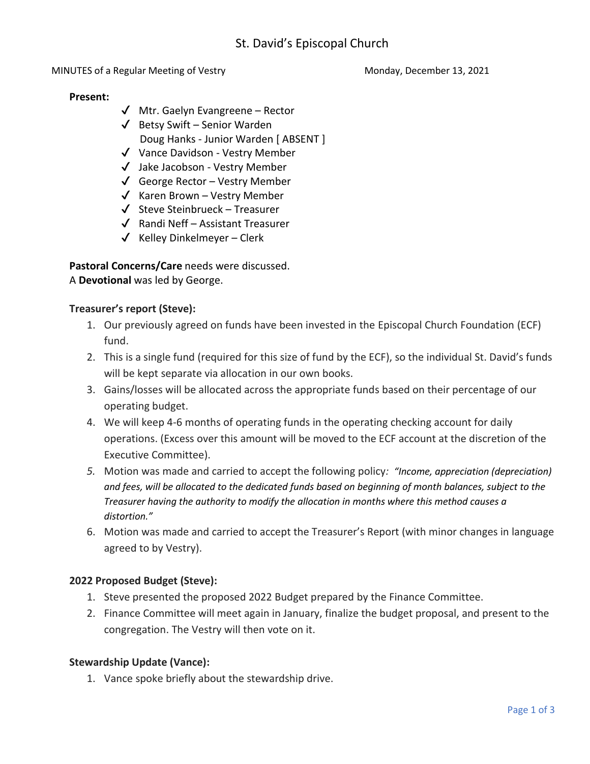# St. David's Episcopal Church

MINUTES of a Regular Meeting of Vestry — Monday, December 13, 2021

**Present:**

- ✓ Mtr. Gaelyn Evangreene – Rector
- ✓ Betsy Swift – Senior Warden
- Doug Hanks - Junior Warden [ ABSENT ]
- ✓ Vance Davidson - Vestry Member
- ✓ Jake Jacobson - Vestry Member
- ✓ George Rector – Vestry Member
- ✓ Karen Brown – Vestry Member
- ✓ Steve Steinbrueck – Treasurer
- ✓ Randi Neff – Assistant Treasurer
- ✓ Kelley Dinkelmeyer – Clerk

**Pastoral Concerns/Care** needs were discussed.
A **Devotional** was led by George.

**Treasurer's report (Steve):**

1. Our previously agreed on funds have been invested in the Episcopal Church Foundation (ECF) fund.
2. This is a single fund (required for this size of fund by the ECF), so the individual St. David's funds will be kept separate via allocation in our own books.
3. Gains/losses will be allocated across the appropriate funds based on their percentage of our operating budget.
4. We will keep 4-6 months of operating funds in the operating checking account for daily operations. (Excess over this amount will be moved to the ECF account at the discretion of the Executive Committee).
5. Motion was made and carried to accept the following policy: *"Income, appreciation (depreciation) and fees, will be allocated to the dedicated funds based on beginning of month balances, subject to the Treasurer having the authority to modify the allocation in months where this method causes a distortion."*
6. Motion was made and carried to accept the Treasurer's Report (with minor changes in language agreed to by Vestry).

**2022 Proposed Budget (Steve):**

1. Steve presented the proposed 2022 Budget prepared by the Finance Committee.
2. Finance Committee will meet again in January, finalize the budget proposal, and present to the congregation. The Vestry will then vote on it.

**Stewardship Update (Vance):**

1. Vance spoke briefly about the stewardship drive.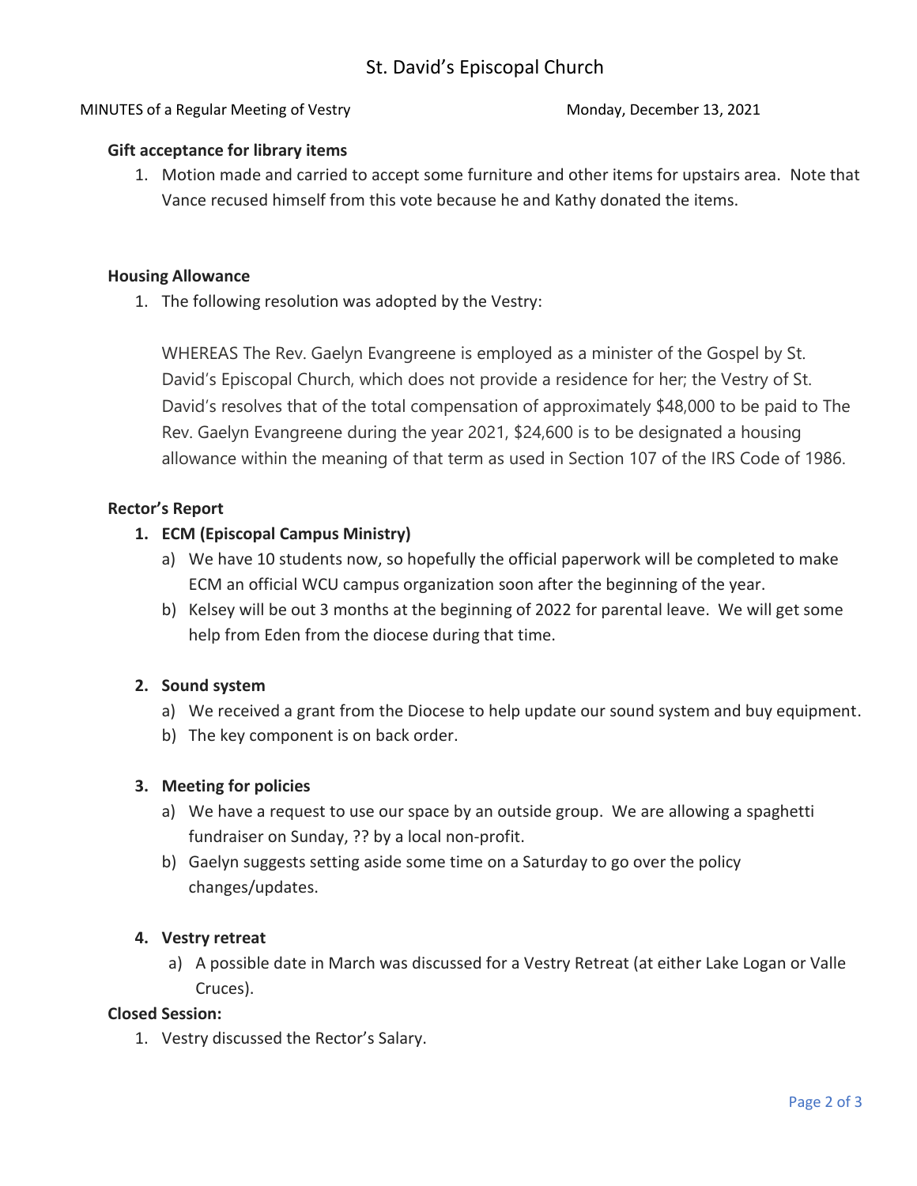# St. David's Episcopal Church

MINUTES of a Regular Meeting of Vestry — Monday, December 13, 2021

**Gift acceptance for library items**

1. Motion made and carried to accept some furniture and other items for upstairs area. Note that Vance recused himself from this vote because he and Kathy donated the items.

**Housing Allowance**

1. The following resolution was adopted by the Vestry:

   WHEREAS The Rev. Gaelyn Evangreene is employed as a minister of the Gospel by St. David's Episcopal Church, which does not provide a residence for her; the Vestry of St. David's resolves that of the total compensation of approximately $48,000 to be paid to The Rev. Gaelyn Evangreene during the year 2021, $24,600 is to be designated a housing allowance within the meaning of that term as used in Section 107 of the IRS Code of 1986.

**Rector's Report**

1. **ECM (Episcopal Campus Ministry)**
   a) We have 10 students now, so hopefully the official paperwork will be completed to make ECM an official WCU campus organization soon after the beginning of the year.
   b) Kelsey will be out 3 months at the beginning of 2022 for parental leave. We will get some help from Eden from the diocese during that time.

2. **Sound system**
   a) We received a grant from the Diocese to help update our sound system and buy equipment.
   b) The key component is on back order.

3. **Meeting for policies**
   a) We have a request to use our space by an outside group. We are allowing a spaghetti fundraiser on Sunday, ?? by a local non-profit.
   b) Gaelyn suggests setting aside some time on a Saturday to go over the policy changes/updates.

4. **Vestry retreat**
   a) A possible date in March was discussed for a Vestry Retreat (at either Lake Logan or Valle Cruces).

**Closed Session:**

1. Vestry discussed the Rector's Salary.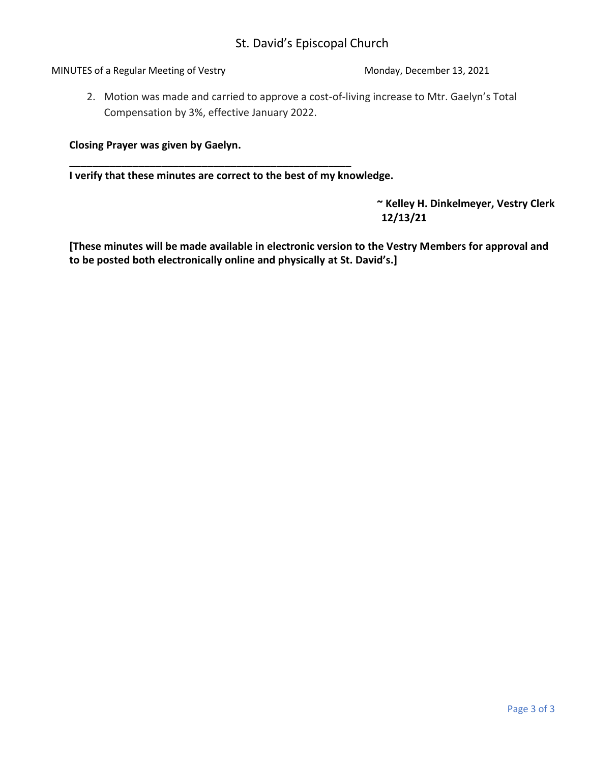2. Motion was made and carried to approve a cost-of-living increase to Mtr. Gaelyn's Total Compensation by 3%, effective January 2022.

**Closing Prayer was given by Gaelyn.**

**\_\_\_\_\_\_\_\_\_\_\_\_\_\_\_\_\_\_\_\_\_\_\_\_\_\_\_\_\_\_\_\_\_\_\_\_\_\_\_\_\_\_\_\_\_\_\_\_\_\_\_\_**

**I verify that these minutes are correct to the best of my knowledge.**

**~ Kelley H. Dinkelmeyer, Vestry Clerk**
**12/13/21**

**[These minutes will be made available in electronic version to the Vestry Members for approval and to be posted both electronically online and physically at St. David's.]**